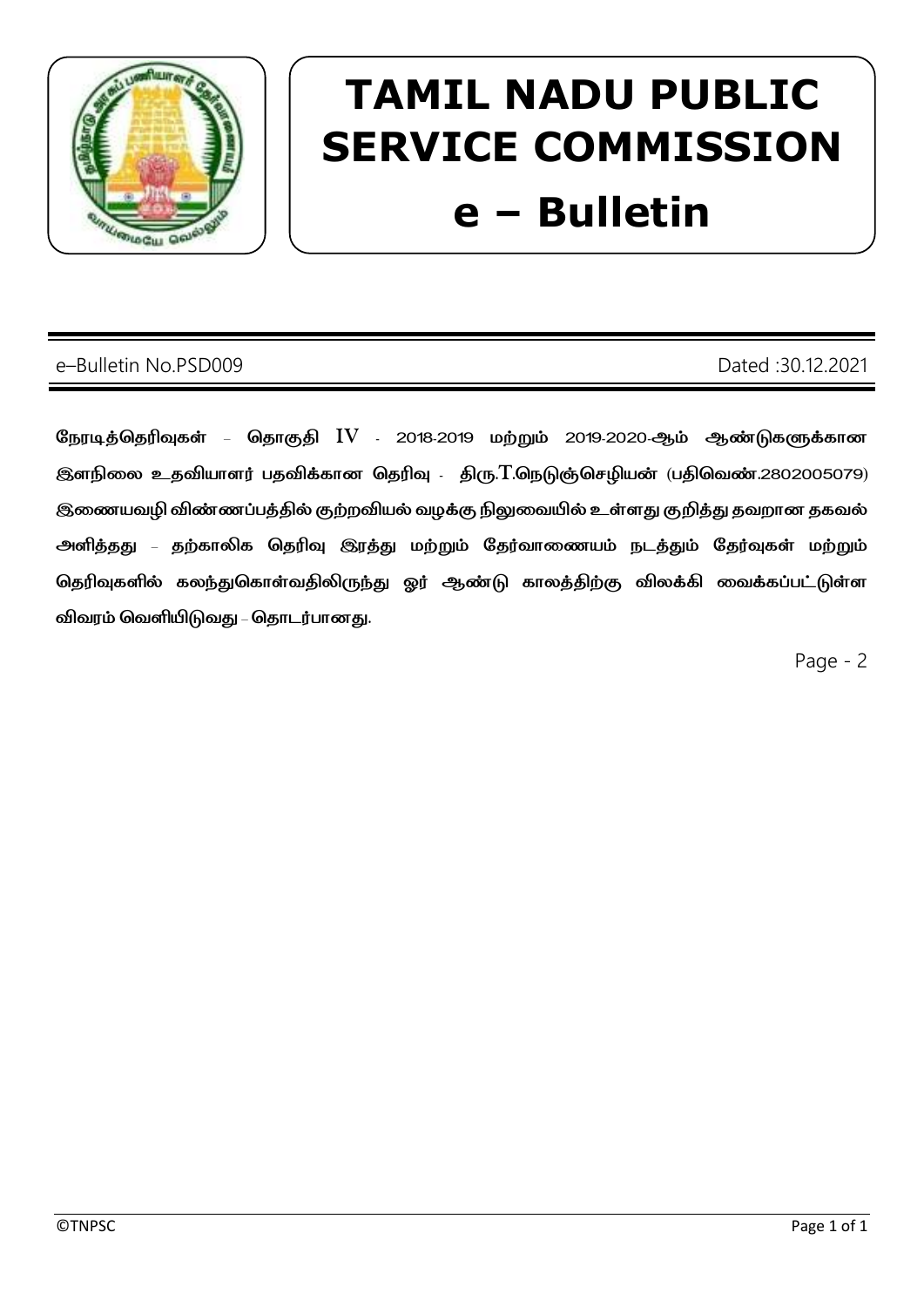# TAMIL NADU PUBLIC SERVICE COMMISSION

# e – Bulletin

e–Bulletin No.PSD009 Dated :30.12.2021

**நேரடித்தெரிவுகள் – தொகுதி IV - 2018-2019 மற்றும் 2019-2020-ஆம் ஆண்டுகளுக்கான இளநிலை உதவியாளர் பதவிக்கான தெரிவு - திரு.T.நெடுஞ்செழியன் (பதிவெண்.2802005079) இணையவழி விண்ணப்பத்தில் குற்றவியல் வழக்கு நிலுவையில் உள்ளது குறித்து தவறான தகவல் அளித்தது – தற்காலிக தெரிவு இரத்து மற்றும் தேர்வாணையம் நடத்தும் தேர்வுகள் மற்றும் தெரிவுகளில் கலந்துகொள்வதிலிருந்து ஓர் ஆண்டு காலத்திற்கு விலக்கி வைக்கப்பட்டுள்ள விவரம் வெளியிடுவது – தொடர்பானது.**

Page - 2

©TNPSC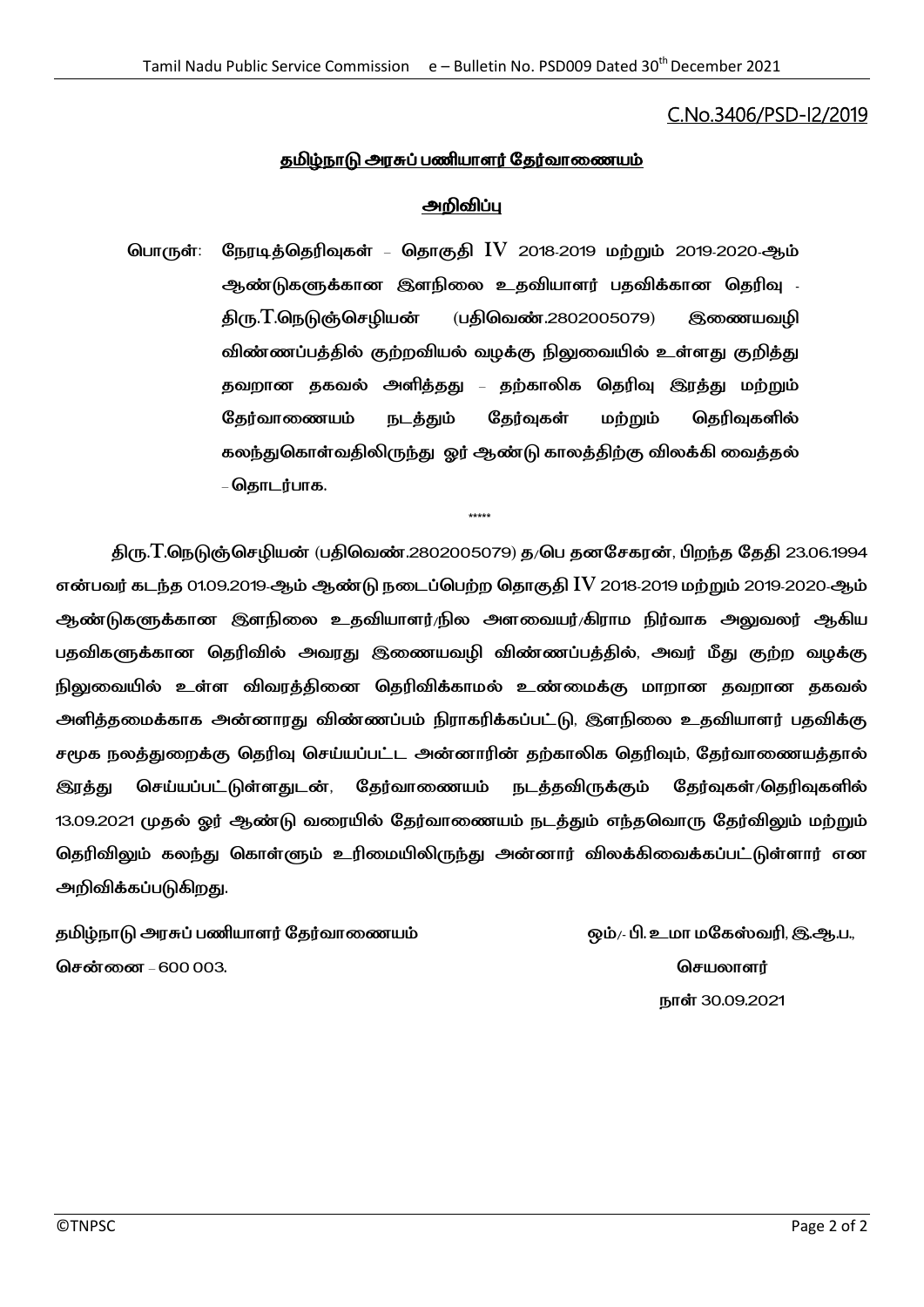C.No.3406/PSD-I2/2019

**தமிழ்நாடு அரசுப் பணியாளர் தேர்வாணையம்**

**அறிவிப்பு**

**பொருள்: நேரடித்தெரிவுகள் – தொகுதி IV 2018-2019 மற்றும் 2019-2020-ஆம் ஆண்டுகளுக்கான இளநிலை உதவியாளர் பதவிக்கான தெரிவு - திரு.T.நெடுஞ்செழியன் (பதிவெண்.2802005079) இணையவழி விண்ணப்பத்தில் குற்றவியல் வழக்கு நிலுவையில் உள்ளது குறித்து தவறான தகவல் அளித்தது – தற்காலிக தெரிவு இரத்து மற்றும் தேர்வாணையம் நடத்தும் தேர்வுகள் மற்றும் தெரிவுகளில் கலந்துகொள்வதிலிருந்து ஓர் ஆண்டு காலத்திற்கு விலக்கி வைத்தல் – தொடர்பாக.**

\*\*\*\*\*

திரு.T.நெடுஞ்செழியன் (பதிவெண்.2802005079) த/பெ தனசேகரன், பிறந்த தேதி 23.06.1994 என்பவர் கடந்த 01.09.2019-ஆம் ஆண்டு நடைபெற்ற தொகுதி IV 2018-2019 மற்றும் 2019-2020-ஆம் ஆண்டுகளுக்கான இளநிலை உதவியாளர்/நில அளவையர்/கிராம நிர்வாக அலுவலர் ஆகிய பதவிகளுக்கான தெரிவில் அவரது இணையவழி விண்ணப்பத்தில், அவர் மீது குற்ற வழக்கு நிலுவையில் உள்ள விவரத்தினை தெரிவிக்காமல் உண்மைக்கு மாறான தவறான தகவல் அளித்தமைக்காக அன்னாரது விண்ணப்பம் நிராகரிக்கப்பட்டு, இளநிலை உதவியாளர் பதவிக்கு சமூக நலத்துறைக்கு தெரிவு செய்யப்பட்ட அன்னாரின் தற்காலிக தெரிவும், தேர்வாணையத்தால் இரத்து செய்யப்பட்டுள்ளதுடன், தேர்வாணையம் நடத்தவிருக்கும் தேர்வுகள்/தெரிவுகளில் 13.09.2021 முதல் ஓர் ஆண்டு வரையில் தேர்வாணையம் நடத்தும் எந்தவொரு தேர்விலும் மற்றும் தெரிவிலும் கலந்து கொள்ளும் உரிமையிலிருந்து அன்னார் விலக்கிவைக்கப்பட்டுள்ளார் என அறிவிக்கப்படுகிறது.

தமிழ்நாடு அரசுப் பணியாளர் தேர்வாணையம்
சென்னை – 600 003.

ஒம்/- பி. உமா மகேஸ்வரி, இ.ஆ.ப.,
செயலாளர்
நாள் 30.09.2021